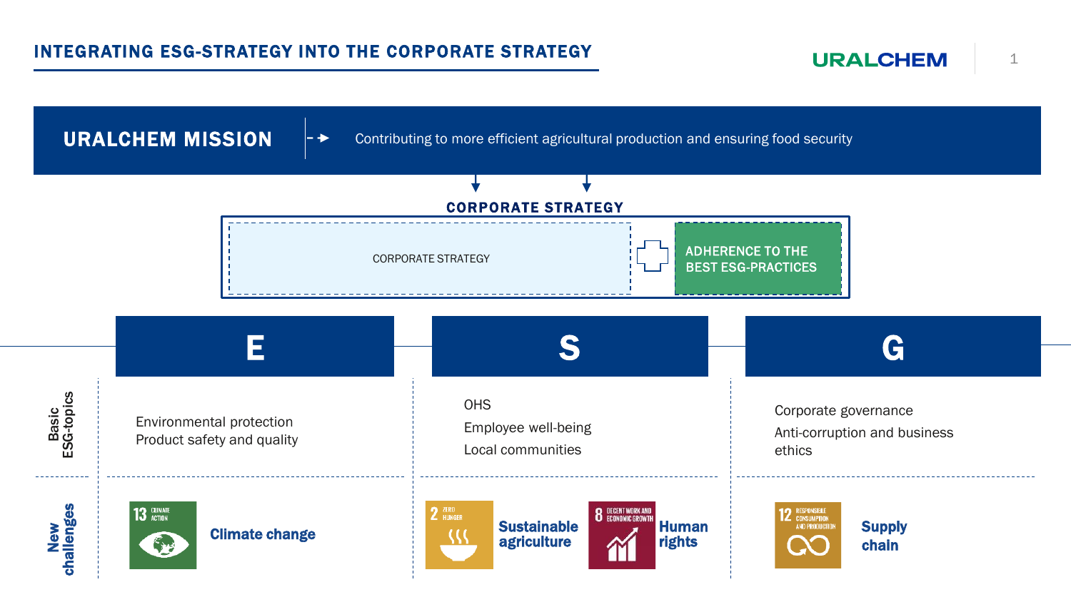# INTEGRATING ESG-STRATEGY INTO THE CORPORATE STRATEGY

URALCHEM

**URALCHEM MISSION** → Contributing to more efficient agricultural production and ensuring food security

## CORPORATE STRATEGY

CORPORATE STRATEGY + ADHERENCE TO THE BEST ESG-PRACTICES

| | E | S | G |
|---|---|---|---|
| Basic ESG-topics | Environmental protection<br>Product safety and quality | OHS<br>Employee well-being<br>Local communities | Corporate governance<br>Anti-corruption and business ethics |
| New challenges | 13 CLIMATE ACTION — **Climate change** | 2 ZERO HUNGER — **Sustainable agriculture**<br>8 DECENT WORK AND ECONOMIC GROWTH — **Human rights** | 12 RESPONSIBLE CONSUMPTION AND PRODUCTION — **Supply chain** |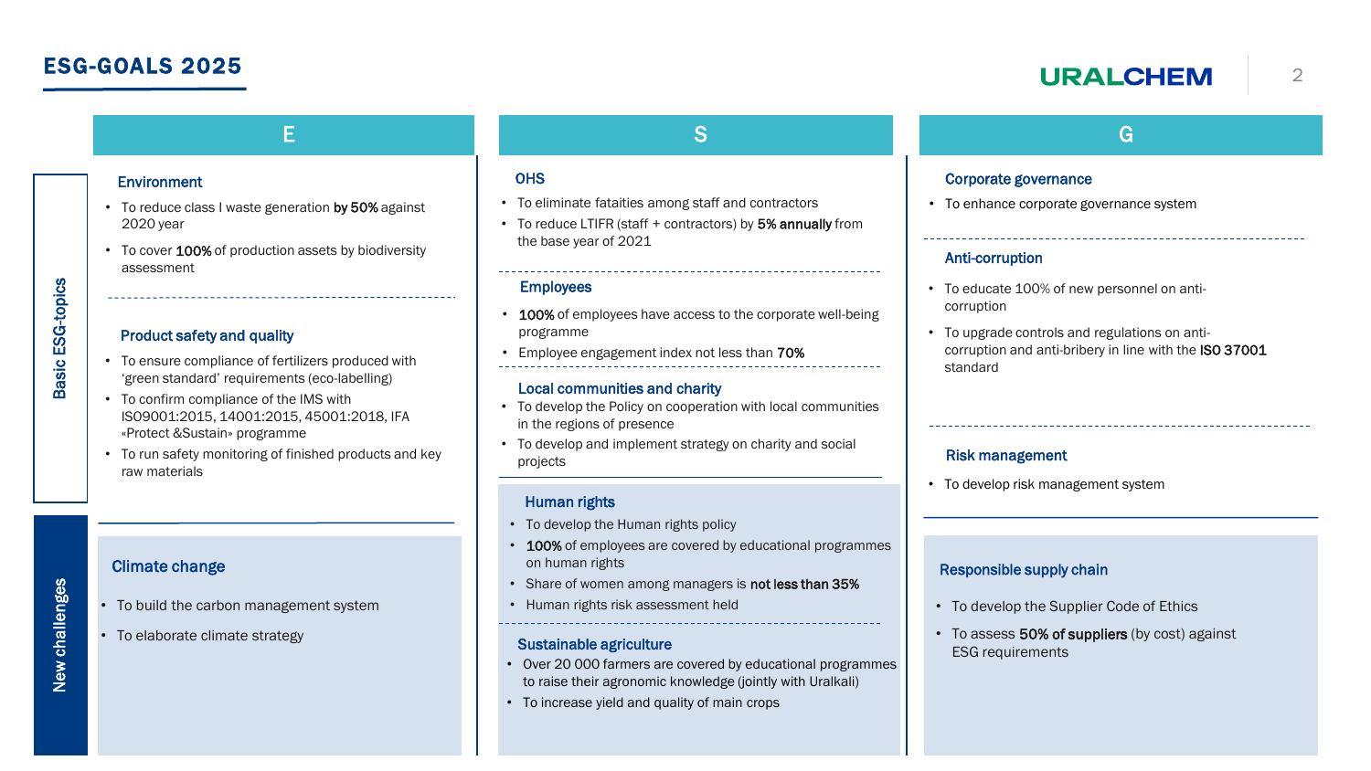# ESG-GOALS 2025

URALCHEM

## E

### Basic ESG-topics

#### Environment

- To reduce class I waste generation **by 50%** against 2020 year
- To cover **100%** of production assets by biodiversity assessment

#### Product safety and quality

- To ensure compliance of fertilizers produced with 'green standard' requirements (eco-labelling)
- To confirm compliance of the IMS with ISO9001:2015, 14001:2015, 45001:2018, IFA «Protect &Sustain» programme
- To run safety monitoring of finished products and key raw materials

### New challenges

#### Climate change

- To build the carbon management system
- To elaborate climate strategy

## S

### Basic ESG-topics

#### OHS

- To eliminate fataities among staff and contractors
- To reduce LTIFR (staff + contractors) by **5% annually** from the base year of 2021

#### Employees

- **100%** of employees have access to the corporate well-being programme
- Employee engagement index not less than **70%**

#### Local communities and charity

- To develop the Policy on cooperation with local communities in the regions of presence
- To develop and implement strategy on charity and social projects

### New challenges

#### Human rights

- To develop the Human rights policy
- **100%** of employees are covered by educational programmes on human rights
- Share of women among managers is **not less than 35%**
- Human rights risk assessment held

#### Sustainable agriculture

- Over 20 000 farmers are covered by educational programmes to raise their agronomic knowledge (jointly with Uralkali)
- To increase yield and quality of main crops

## G

### Basic ESG-topics

#### Corporate governance

- To enhance corporate governance system

#### Anti-corruption

- To educate 100% of new personnel on anti-corruption
- To upgrade controls and regulations on anti-corruption and anti-bribery in line with the **ISO 37001** standard

#### Risk management

- To develop risk management system

### New challenges

#### Responsible supply chain

- To develop the Supplier Code of Ethics
- To assess **50% of suppliers** (by cost) against ESG requirements